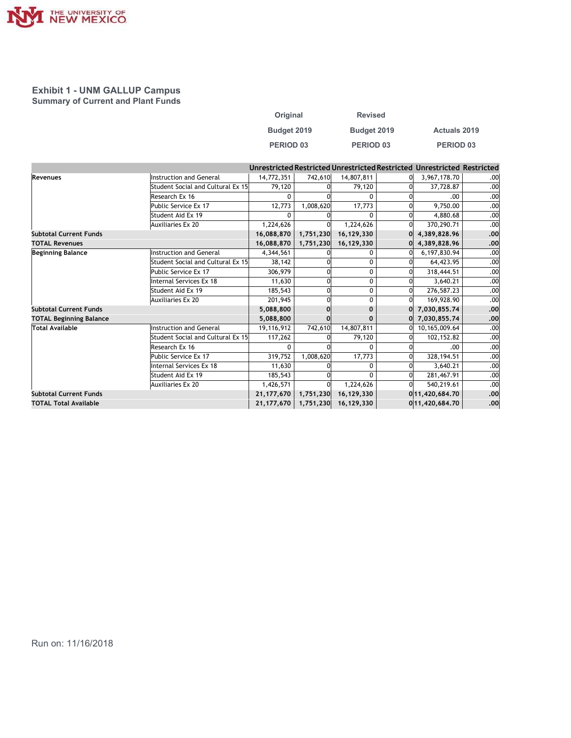## Exhibit 1 - UNM GALLUP Campus

### Summary of Current and Plant Funds

| | | Original Budget 2019 PERIOD 03 | | Revised Budget 2019 PERIOD 03 | | Actuals 2019 PERIOD 03 | |
|---|---|---|---|---|---|---|---|
| | | Unrestricted | Restricted | Unrestricted | Restricted | Unrestricted | Restricted |
| **Revenues** | Instruction and General | 14,772,351 | 742,610 | 14,807,811 | 0 | 3,967,178.70 | .00 |
| | Student Social and Cultural Ex 15 | 79,120 | 0 | 79,120 | 0 | 37,728.87 | .00 |
| | Research Ex 16 | 0 | 0 | 0 | 0 | .00 | .00 |
| | Public Service Ex 17 | 12,773 | 1,008,620 | 17,773 | 0 | 9,750.00 | .00 |
| | Student Aid Ex 19 | 0 | 0 | 0 | 0 | 4,880.68 | .00 |
| | Auxiliaries Ex 20 | 1,224,626 | 0 | 1,224,626 | 0 | 370,290.71 | .00 |
| **Subtotal Current Funds** | | **16,088,870** | **1,751,230** | **16,129,330** | **0** | **4,389,828.96** | **.00** |
| **TOTAL Revenues** | | **16,088,870** | **1,751,230** | **16,129,330** | **0** | **4,389,828.96** | **.00** |
| **Beginning Balance** | Instruction and General | 4,344,561 | 0 | 0 | 0 | 6,197,830.94 | .00 |
| | Student Social and Cultural Ex 15 | 38,142 | 0 | 0 | 0 | 64,423.95 | .00 |
| | Public Service Ex 17 | 306,979 | 0 | 0 | 0 | 318,444.51 | .00 |
| | Internal Services Ex 18 | 11,630 | 0 | 0 | 0 | 3,640.21 | .00 |
| | Student Aid Ex 19 | 185,543 | 0 | 0 | 0 | 276,587.23 | .00 |
| | Auxiliaries Ex 20 | 201,945 | 0 | 0 | 0 | 169,928.90 | .00 |
| **Subtotal Current Funds** | | **5,088,800** | **0** | **0** | **0** | **7,030,855.74** | **.00** |
| **TOTAL Beginning Balance** | | **5,088,800** | **0** | **0** | **0** | **7,030,855.74** | **.00** |
| **Total Available** | Instruction and General | 19,116,912 | 742,610 | 14,807,811 | 0 | 10,165,009.64 | .00 |
| | Student Social and Cultural Ex 15 | 117,262 | 0 | 79,120 | 0 | 102,152.82 | .00 |
| | Research Ex 16 | 0 | 0 | 0 | 0 | .00 | .00 |
| | Public Service Ex 17 | 319,752 | 1,008,620 | 17,773 | 0 | 328,194.51 | .00 |
| | Internal Services Ex 18 | 11,630 | 0 | 0 | 0 | 3,640.21 | .00 |
| | Student Aid Ex 19 | 185,543 | 0 | 0 | 0 | 281,467.91 | .00 |
| | Auxiliaries Ex 20 | 1,426,571 | 0 | 1,224,626 | 0 | 540,219.61 | .00 |
| **Subtotal Current Funds** | | **21,177,670** | **1,751,230** | **16,129,330** | **0** | **11,420,684.70** | **.00** |
| **TOTAL Total Available** | | **21,177,670** | **1,751,230** | **16,129,330** | **0** | **11,420,684.70** | **.00** |

Run on: 11/16/2018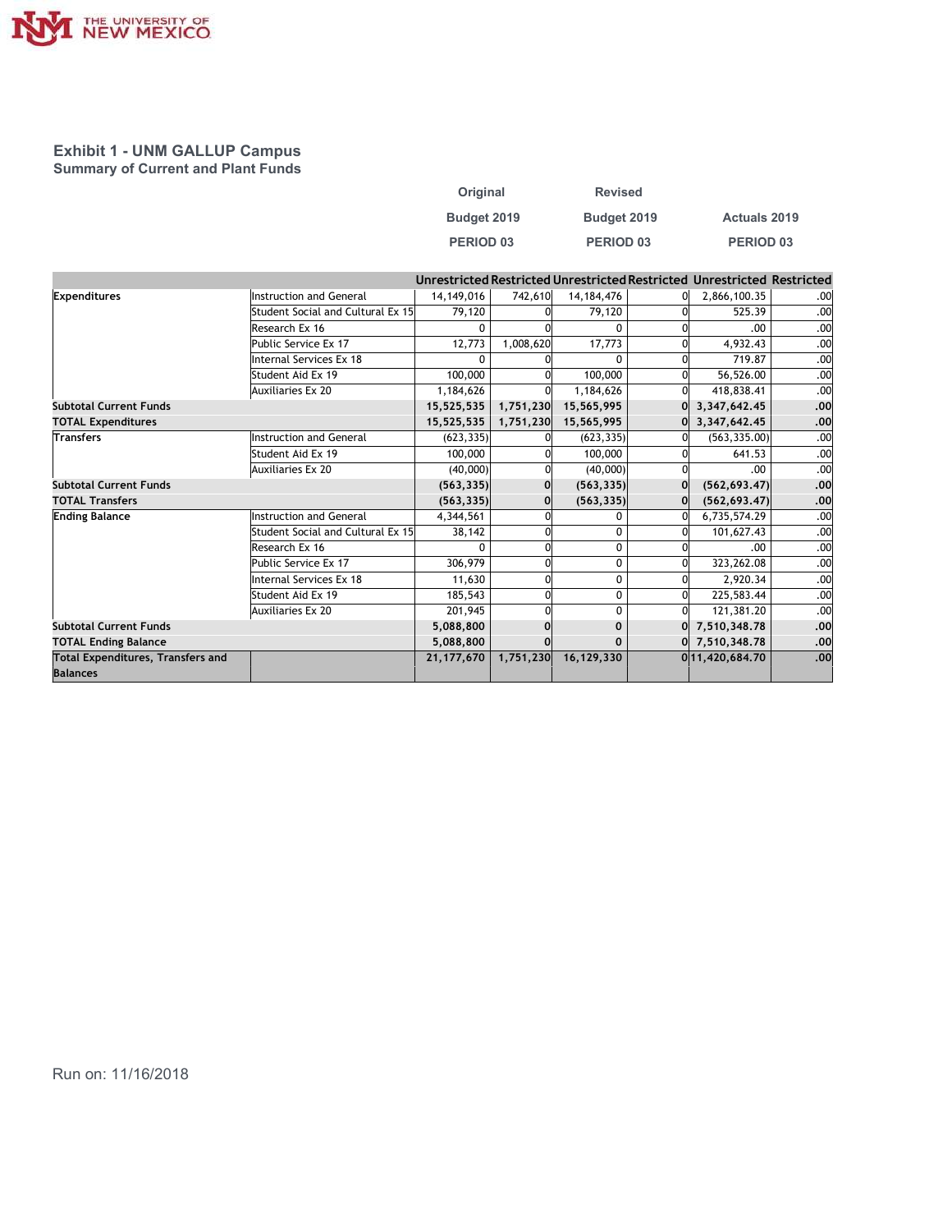## Exhibit 1 - UNM GALLUP Campus
### Summary of Current and Plant Funds

| | | Original Budget 2019 PERIOD 03 | | Revised Budget 2019 PERIOD 03 | | Actuals 2019 PERIOD 03 | |
|---|---|---|---|---|---|---|---|
| | | Unrestricted | Restricted | Unrestricted | Restricted | Unrestricted | Restricted |
| **Expenditures** | Instruction and General | 14,149,016 | 742,610 | 14,184,476 | 0 | 2,866,100.35 | .00 |
| | Student Social and Cultural Ex 15 | 79,120 | 0 | 79,120 | 0 | 525.39 | .00 |
| | Research Ex 16 | 0 | 0 | 0 | 0 | .00 | .00 |
| | Public Service Ex 17 | 12,773 | 1,008,620 | 17,773 | 0 | 4,932.43 | .00 |
| | Internal Services Ex 18 | 0 | 0 | 0 | 0 | 719.87 | .00 |
| | Student Aid Ex 19 | 100,000 | 0 | 100,000 | 0 | 56,526.00 | .00 |
| | Auxiliaries Ex 20 | 1,184,626 | 0 | 1,184,626 | 0 | 418,838.41 | .00 |
| **Subtotal Current Funds** | | **15,525,535** | **1,751,230** | **15,565,995** | **0** | **3,347,642.45** | **.00** |
| **TOTAL Expenditures** | | **15,525,535** | **1,751,230** | **15,565,995** | **0** | **3,347,642.45** | **.00** |
| **Transfers** | Instruction and General | (623,335) | 0 | (623,335) | 0 | (563,335.00) | .00 |
| | Student Aid Ex 19 | 100,000 | 0 | 100,000 | 0 | 641.53 | .00 |
| | Auxiliaries Ex 20 | (40,000) | 0 | (40,000) | 0 | .00 | .00 |
| **Subtotal Current Funds** | | **(563,335)** | **0** | **(563,335)** | **0** | **(562,693.47)** | **.00** |
| **TOTAL Transfers** | | **(563,335)** | **0** | **(563,335)** | **0** | **(562,693.47)** | **.00** |
| **Ending Balance** | Instruction and General | 4,344,561 | 0 | 0 | 0 | 6,735,574.29 | .00 |
| | Student Social and Cultural Ex 15 | 38,142 | 0 | 0 | 0 | 101,627.43 | .00 |
| | Research Ex 16 | 0 | 0 | 0 | 0 | .00 | .00 |
| | Public Service Ex 17 | 306,979 | 0 | 0 | 0 | 323,262.08 | .00 |
| | Internal Services Ex 18 | 11,630 | 0 | 0 | 0 | 2,920.34 | .00 |
| | Student Aid Ex 19 | 185,543 | 0 | 0 | 0 | 225,583.44 | .00 |
| | Auxiliaries Ex 20 | 201,945 | 0 | 0 | 0 | 121,381.20 | .00 |
| **Subtotal Current Funds** | | **5,088,800** | **0** | **0** | **0** | **7,510,348.78** | **.00** |
| **TOTAL Ending Balance** | | **5,088,800** | **0** | **0** | **0** | **7,510,348.78** | **.00** |
| **Total Expenditures, Transfers and Balances** | | **21,177,670** | **1,751,230** | **16,129,330** | **0** | **11,420,684.70** | **.00** |

Run on: 11/16/2018